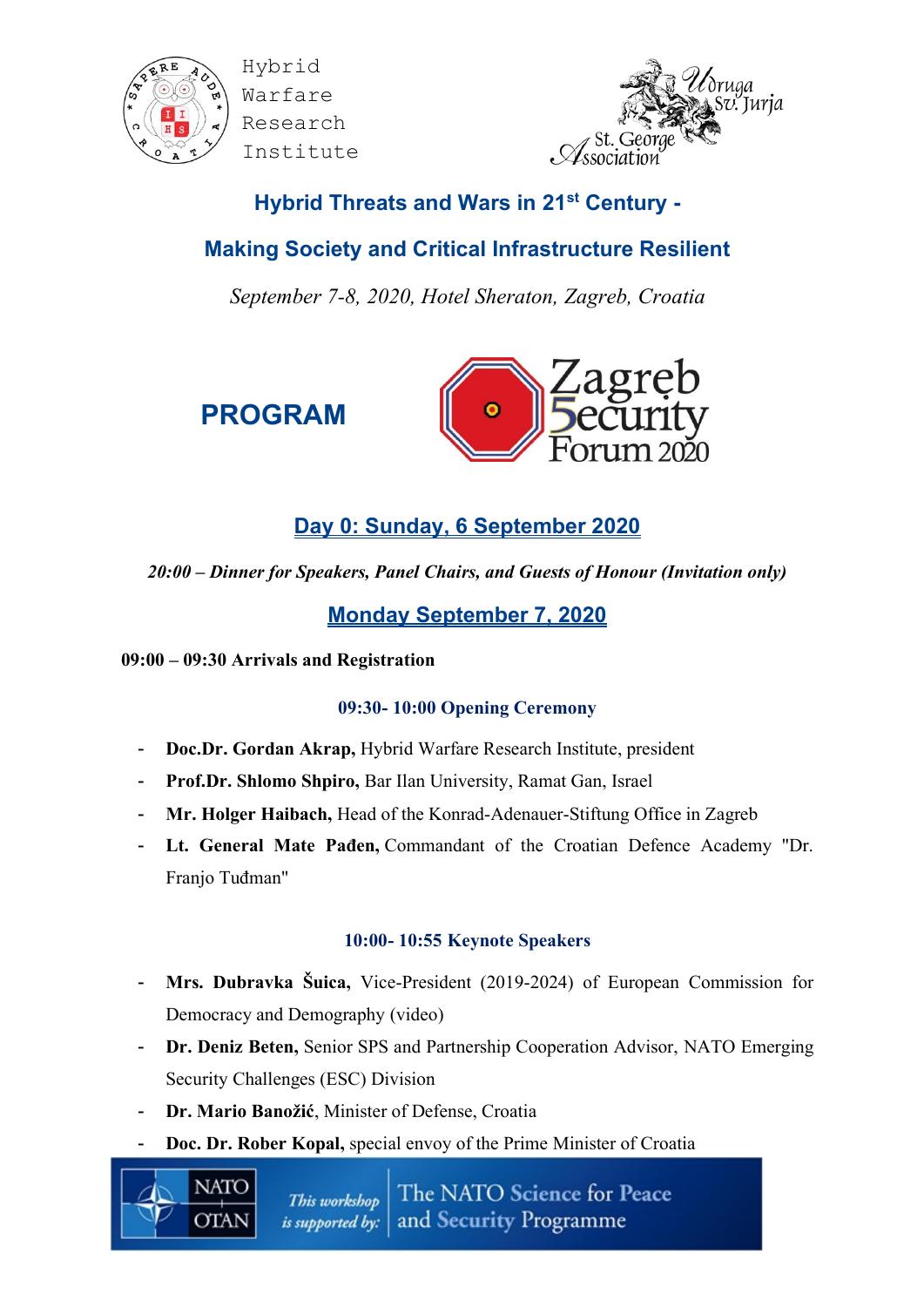Hybrid Warfare Research Institute

Udruga Sv. Jurja
St. George Association

## Hybrid Threats and Wars in 21st Century -

## Making Society and Critical Infrastructure Resilient

*September 7-8, 2020, Hotel Sheraton, Zagreb, Croatia*

# PROGRAM

Zagreb Security Forum 2020

## Day 0: Sunday, 6 September 2020

***20:00 – Dinner for Speakers, Panel Chairs, and Guests of Honour (Invitation only)***

## Monday September 7, 2020

**09:00 – 09:30 Arrivals and Registration**

### 09:30- 10:00 Opening Ceremony

- **Doc.Dr. Gordan Akrap,** Hybrid Warfare Research Institute, president
- **Prof.Dr. Shlomo Shpiro,** Bar Ilan University, Ramat Gan, Israel
- **Mr. Holger Haibach,** Head of the Konrad-Adenauer-Stiftung Office in Zagreb
- **Lt. General Mate Pađen,** Commandant of the Croatian Defence Academy "Dr. Franjo Tuđman"

### 10:00- 10:55 Keynote Speakers

- **Mrs. Dubravka Šuica,** Vice-President (2019-2024) of European Commission for Democracy and Demography (video)
- **Dr. Deniz Beten,** Senior SPS and Partnership Cooperation Advisor, NATO Emerging Security Challenges (ESC) Division
- **Dr. Mario Banožić**, Minister of Defense, Croatia
- **Doc. Dr. Rober Kopal,** special envoy of the Prime Minister of Croatia

NATO OTAN — *This workshop is supported by:* The NATO Science for Peace and Security Programme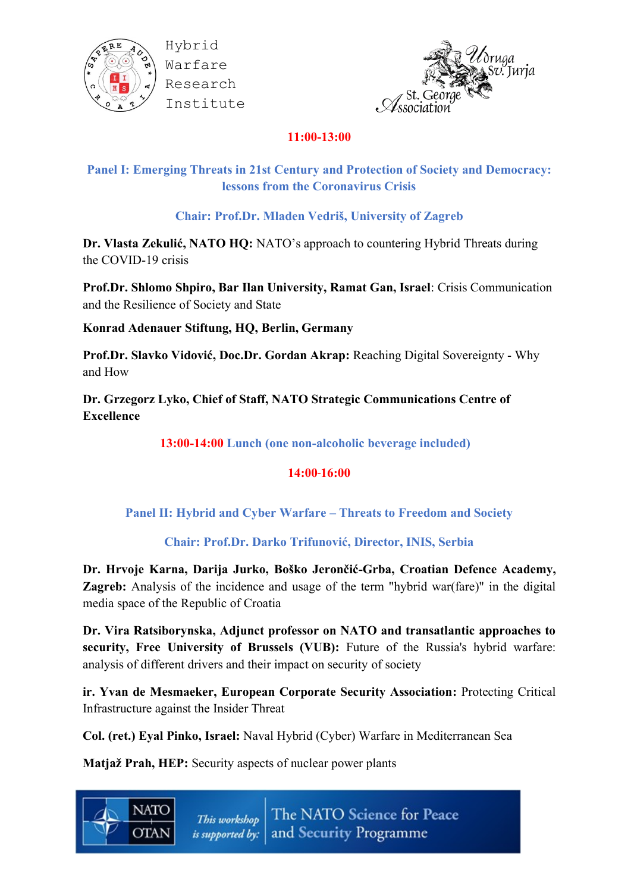Hybrid
Warfare
Research
Institute

St. George Association
Udruga Sv. Jurja

**11:00-13:00**

## Panel I: Emerging Threats in 21st Century and Protection of Society and Democracy: lessons from the Coronavirus Crisis

**Chair: Prof.Dr. Mladen Vedriš, University of Zagreb**

**Dr. Vlasta Zekulić, NATO HQ:** NATO's approach to countering Hybrid Threats during the COVID-19 crisis

**Prof.Dr. Shlomo Shpiro, Bar Ilan University, Ramat Gan, Israel**: Crisis Communication and the Resilience of Society and State

**Konrad Adenauer Stiftung, HQ, Berlin, Germany**

**Prof.Dr. Slavko Vidović, Doc.Dr. Gordan Akrap:** Reaching Digital Sovereignty - Why and How

**Dr. Grzegorz Lyko, Chief of Staff, NATO Strategic Communications Centre of Excellence**

**13:00-14:00 Lunch (one non-alcoholic beverage included)**

**14:00-16:00**

## Panel II: Hybrid and Cyber Warfare – Threats to Freedom and Society

**Chair: Prof.Dr. Darko Trifunović, Director, INIS, Serbia**

**Dr. Hrvoje Karna, Darija Jurko, Boško Jerončić-Grba, Croatian Defence Academy, Zagreb:** Analysis of the incidence and usage of the term "hybrid war(fare)" in the digital media space of the Republic of Croatia

**Dr. Vira Ratsiborynska, Adjunct professor on NATO and transatlantic approaches to security, Free University of Brussels (VUB):** Future of the Russia's hybrid warfare: analysis of different drivers and their impact on security of society

**ir. Yvan de Mesmaeker, European Corporate Security Association:** Protecting Critical Infrastructure against the Insider Threat

**Col. (ret.) Eyal Pinko, Israel:** Naval Hybrid (Cyber) Warfare in Mediterranean Sea

**Matjaž Prah, HEP:** Security aspects of nuclear power plants

NATO OTAN — *This workshop is supported by:* The NATO Science for Peace and Security Programme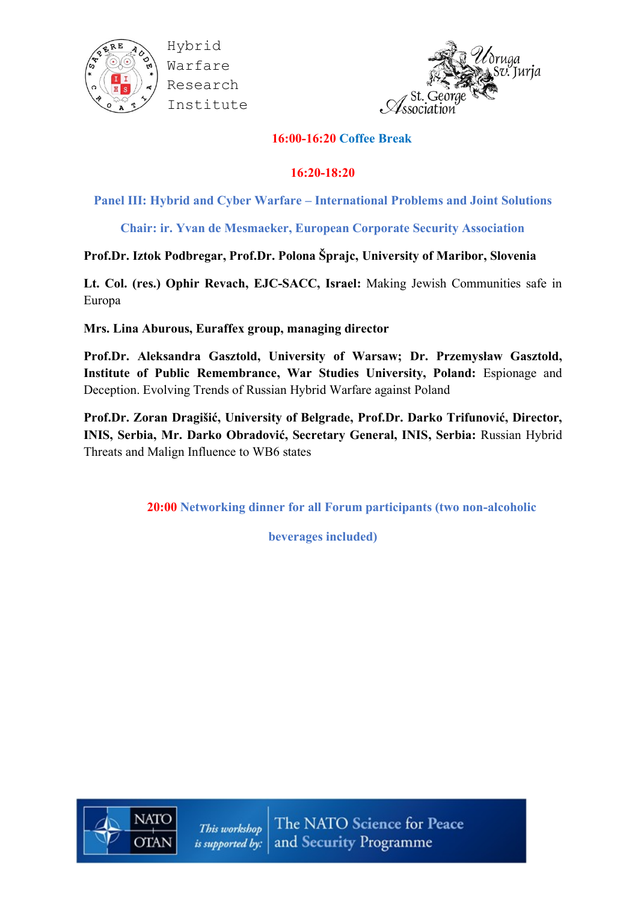**16:00-16:20 Coffee Break**

**16:20-18:20**

**Panel III: Hybrid and Cyber Warfare – International Problems and Joint Solutions**

**Chair: ir. Yvan de Mesmaeker, European Corporate Security Association**

**Prof.Dr. Iztok Podbregar, Prof.Dr. Polona Šprajc, University of Maribor, Slovenia**

**Lt. Col. (res.) Ophir Revach, EJC-SACC, Israel:** Making Jewish Communities safe in Europa

**Mrs. Lina Aburous, Euraffex group, managing director**

**Prof.Dr. Aleksandra Gasztold, University of Warsaw; Dr. Przemysław Gasztold, Institute of Public Remembrance, War Studies University, Poland:** Espionage and Deception. Evolving Trends of Russian Hybrid Warfare against Poland

**Prof.Dr. Zoran Dragišić, University of Belgrade, Prof.Dr. Darko Trifunović, Director, INIS, Serbia, Mr. Darko Obradović, Secretary General, INIS, Serbia:** Russian Hybrid Threats and Malign Influence to WB6 states

**20:00 Networking dinner for all Forum participants (two non-alcoholic beverages included)**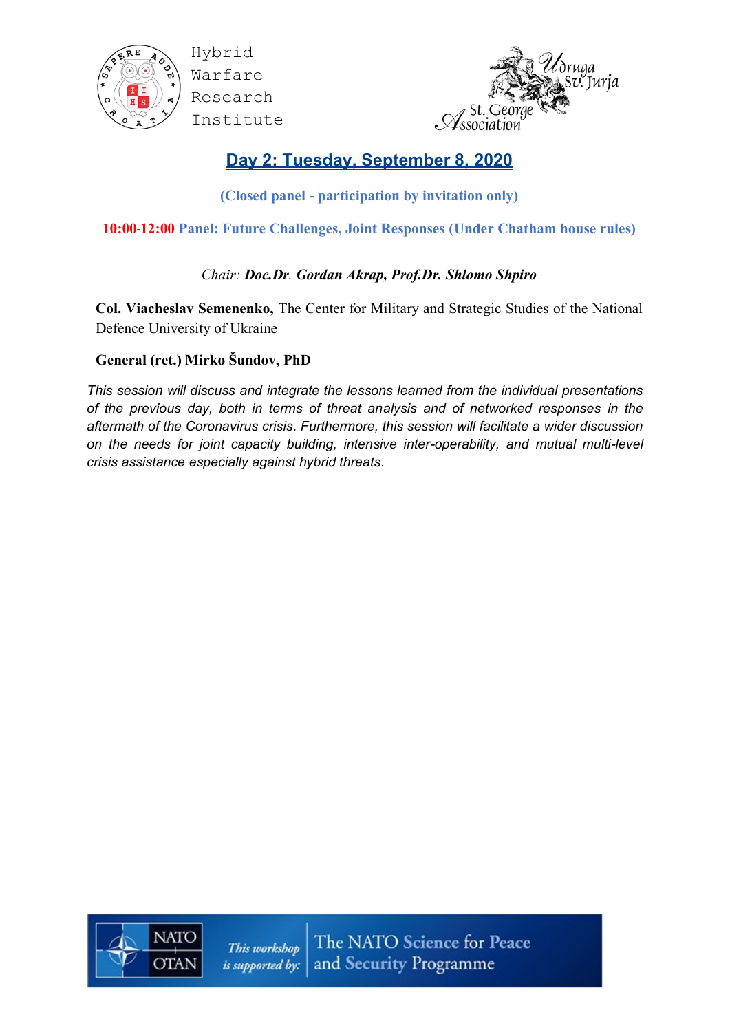Hybrid
Warfare
Research
Institute

Udruga Sv. Jurja
St. George Association

## Day 2: Tuesday, September 8, 2020

**(Closed panel - participation by invitation only)**

**10:00-12:00 Panel: Future Challenges, Joint Responses (Under Chatham house rules)**

*Chair:* ***Doc.Dr. Gordan Akrap, Prof.Dr. Shlomo Shpiro***

**Col. Viacheslav Semenenko,** The Center for Military and Strategic Studies of the National Defence University of Ukraine

**General (ret.) Mirko Šundov, PhD**

*This session will discuss and integrate the lessons learned from the individual presentations of the previous day, both in terms of threat analysis and of networked responses in the aftermath of the Coronavirus crisis. Furthermore, this session will facilitate a wider discussion on the needs for joint capacity building, intensive inter-operability, and mutual multi-level crisis assistance especially against hybrid threats.*

NATO OTAN

*This workshop is supported by:* The NATO Science for Peace and Security Programme